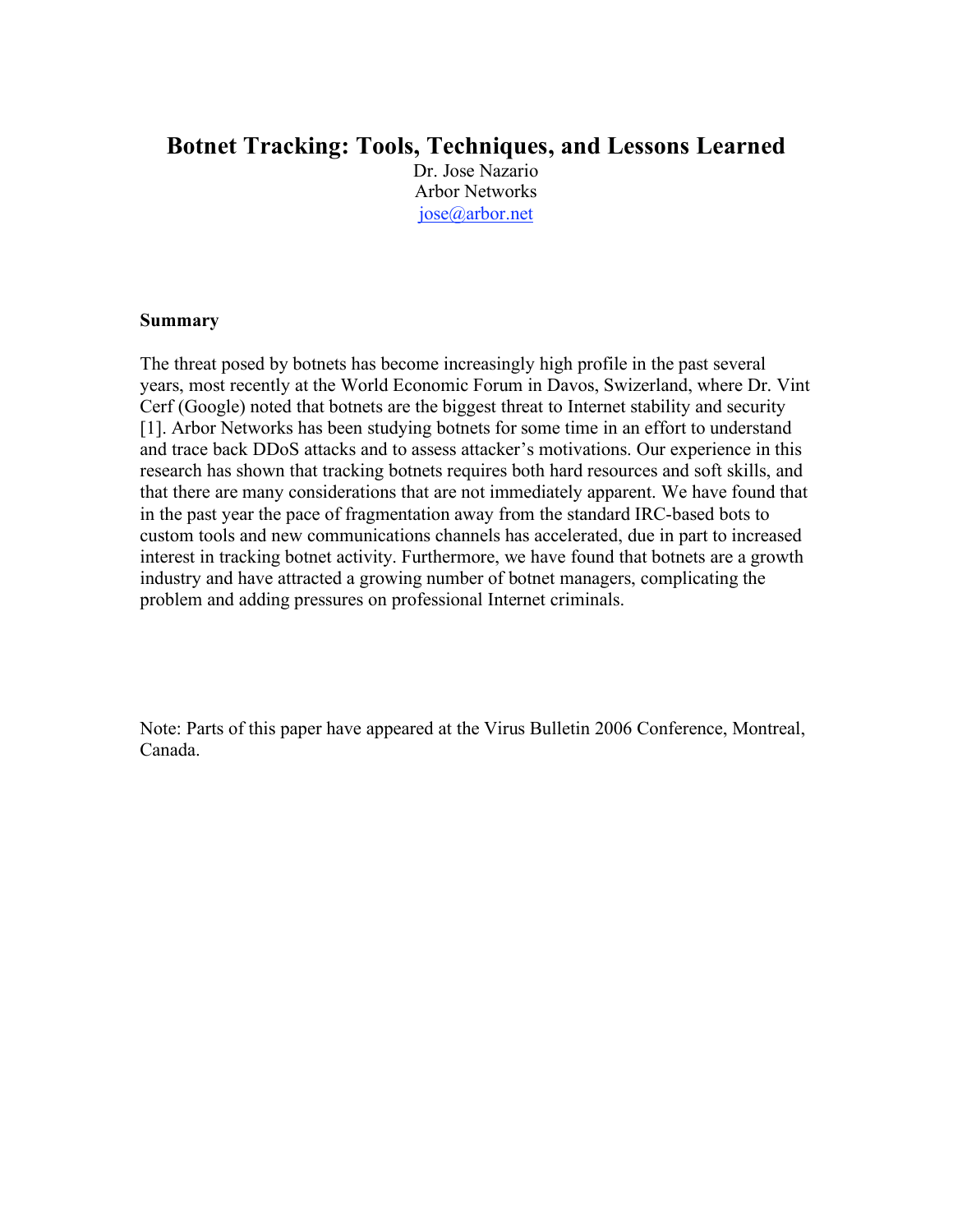# Botnet Tracking: Tools, Techniques, and Lessons Learned

Dr. Jose Nazario
Arbor Networks
jose@arbor.net

**Summary**

The threat posed by botnets has become increasingly high profile in the past several years, most recently at the World Economic Forum in Davos, Swizerland, where Dr. Vint Cerf (Google) noted that botnets are the biggest threat to Internet stability and security [1]. Arbor Networks has been studying botnets for some time in an effort to understand and trace back DDoS attacks and to assess attacker's motivations. Our experience in this research has shown that tracking botnets requires both hard resources and soft skills, and that there are many considerations that are not immediately apparent. We have found that in the past year the pace of fragmentation away from the standard IRC-based bots to custom tools and new communications channels has accelerated, due in part to increased interest in tracking botnet activity. Furthermore, we have found that botnets are a growth industry and have attracted a growing number of botnet managers, complicating the problem and adding pressures on professional Internet criminals.

Note: Parts of this paper have appeared at the Virus Bulletin 2006 Conference, Montreal, Canada.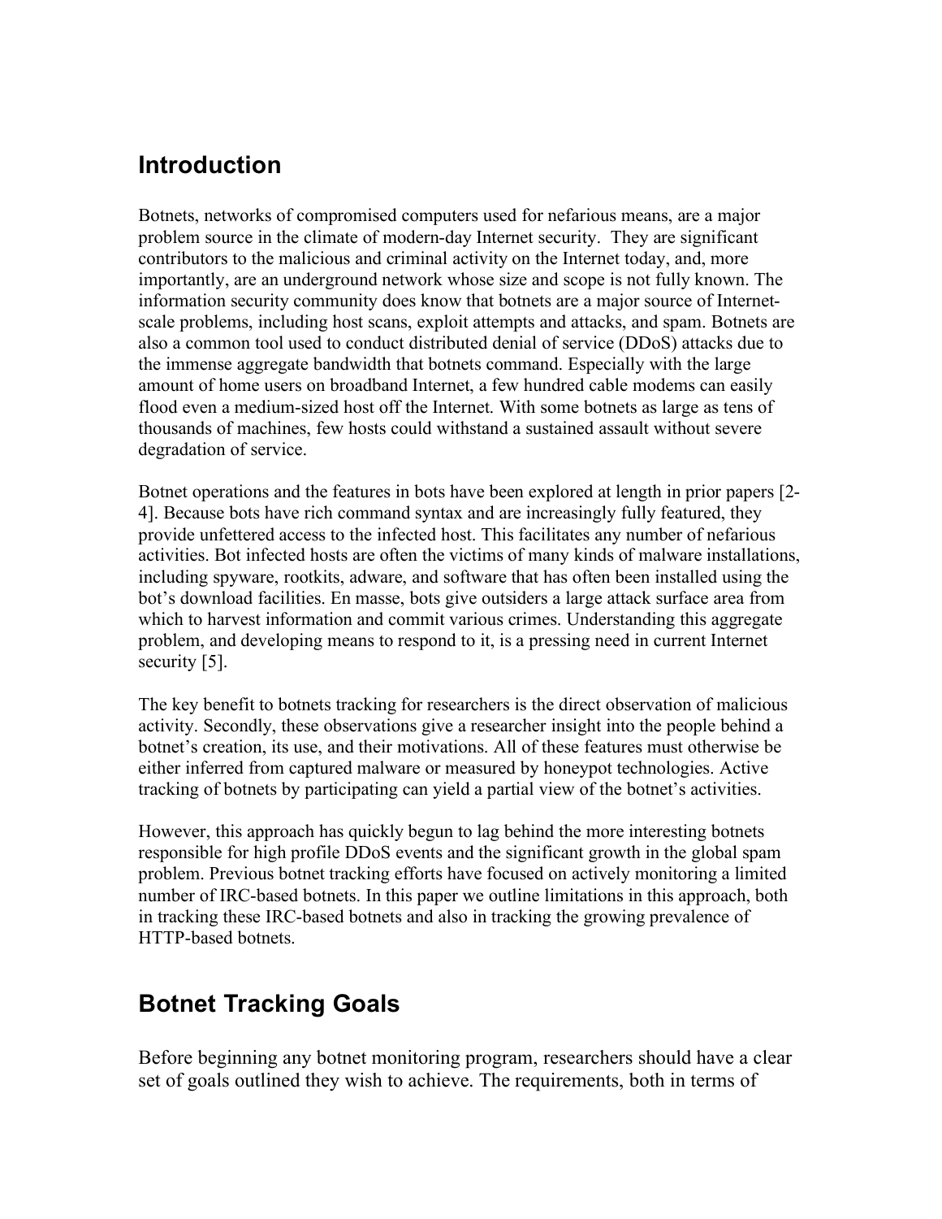## Introduction

Botnets, networks of compromised computers used for nefarious means, are a major problem source in the climate of modern-day Internet security. They are significant contributors to the malicious and criminal activity on the Internet today, and, more importantly, are an underground network whose size and scope is not fully known. The information security community does know that botnets are a major source of Internet-scale problems, including host scans, exploit attempts and attacks, and spam. Botnets are also a common tool used to conduct distributed denial of service (DDoS) attacks due to the immense aggregate bandwidth that botnets command. Especially with the large amount of home users on broadband Internet, a few hundred cable modems can easily flood even a medium-sized host off the Internet. With some botnets as large as tens of thousands of machines, few hosts could withstand a sustained assault without severe degradation of service.

Botnet operations and the features in bots have been explored at length in prior papers [2-4]. Because bots have rich command syntax and are increasingly fully featured, they provide unfettered access to the infected host. This facilitates any number of nefarious activities. Bot infected hosts are often the victims of many kinds of malware installations, including spyware, rootkits, adware, and software that has often been installed using the bot's download facilities. En masse, bots give outsiders a large attack surface area from which to harvest information and commit various crimes. Understanding this aggregate problem, and developing means to respond to it, is a pressing need in current Internet security [5].

The key benefit to botnets tracking for researchers is the direct observation of malicious activity. Secondly, these observations give a researcher insight into the people behind a botnet's creation, its use, and their motivations. All of these features must otherwise be either inferred from captured malware or measured by honeypot technologies. Active tracking of botnets by participating can yield a partial view of the botnet's activities.

However, this approach has quickly begun to lag behind the more interesting botnets responsible for high profile DDoS events and the significant growth in the global spam problem. Previous botnet tracking efforts have focused on actively monitoring a limited number of IRC-based botnets. In this paper we outline limitations in this approach, both in tracking these IRC-based botnets and also in tracking the growing prevalence of HTTP-based botnets.

## Botnet Tracking Goals

Before beginning any botnet monitoring program, researchers should have a clear set of goals outlined they wish to achieve. The requirements, both in terms of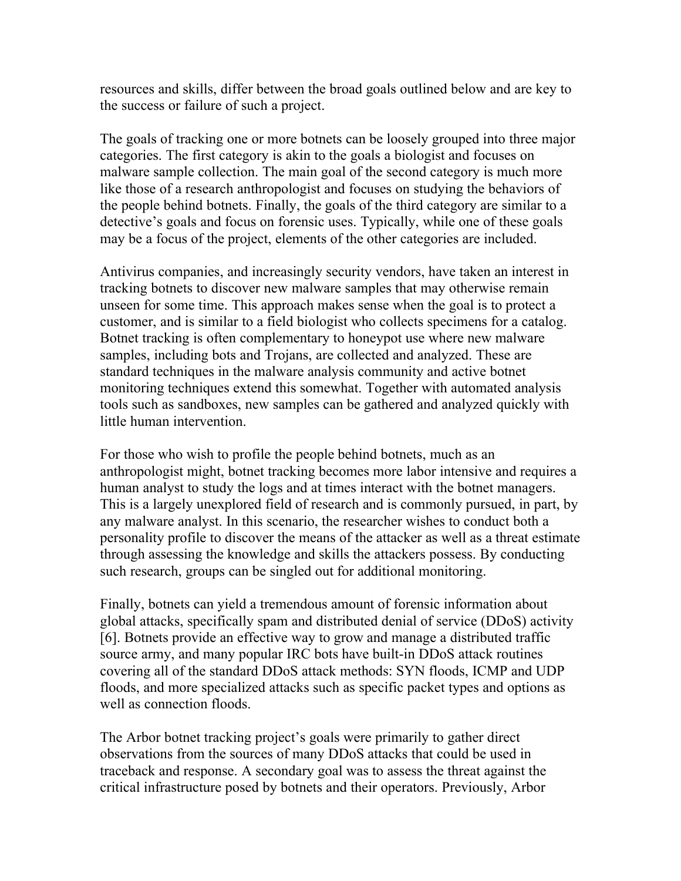resources and skills, differ between the broad goals outlined below and are key to the success or failure of such a project.

The goals of tracking one or more botnets can be loosely grouped into three major categories. The first category is akin to the goals a biologist and focuses on malware sample collection. The main goal of the second category is much more like those of a research anthropologist and focuses on studying the behaviors of the people behind botnets. Finally, the goals of the third category are similar to a detective's goals and focus on forensic uses. Typically, while one of these goals may be a focus of the project, elements of the other categories are included.

Antivirus companies, and increasingly security vendors, have taken an interest in tracking botnets to discover new malware samples that may otherwise remain unseen for some time. This approach makes sense when the goal is to protect a customer, and is similar to a field biologist who collects specimens for a catalog. Botnet tracking is often complementary to honeypot use where new malware samples, including bots and Trojans, are collected and analyzed. These are standard techniques in the malware analysis community and active botnet monitoring techniques extend this somewhat. Together with automated analysis tools such as sandboxes, new samples can be gathered and analyzed quickly with little human intervention.

For those who wish to profile the people behind botnets, much as an anthropologist might, botnet tracking becomes more labor intensive and requires a human analyst to study the logs and at times interact with the botnet managers. This is a largely unexplored field of research and is commonly pursued, in part, by any malware analyst. In this scenario, the researcher wishes to conduct both a personality profile to discover the means of the attacker as well as a threat estimate through assessing the knowledge and skills the attackers possess. By conducting such research, groups can be singled out for additional monitoring.

Finally, botnets can yield a tremendous amount of forensic information about global attacks, specifically spam and distributed denial of service (DDoS) activity [6]. Botnets provide an effective way to grow and manage a distributed traffic source army, and many popular IRC bots have built-in DDoS attack routines covering all of the standard DDoS attack methods: SYN floods, ICMP and UDP floods, and more specialized attacks such as specific packet types and options as well as connection floods.

The Arbor botnet tracking project's goals were primarily to gather direct observations from the sources of many DDoS attacks that could be used in traceback and response. A secondary goal was to assess the threat against the critical infrastructure posed by botnets and their operators. Previously, Arbor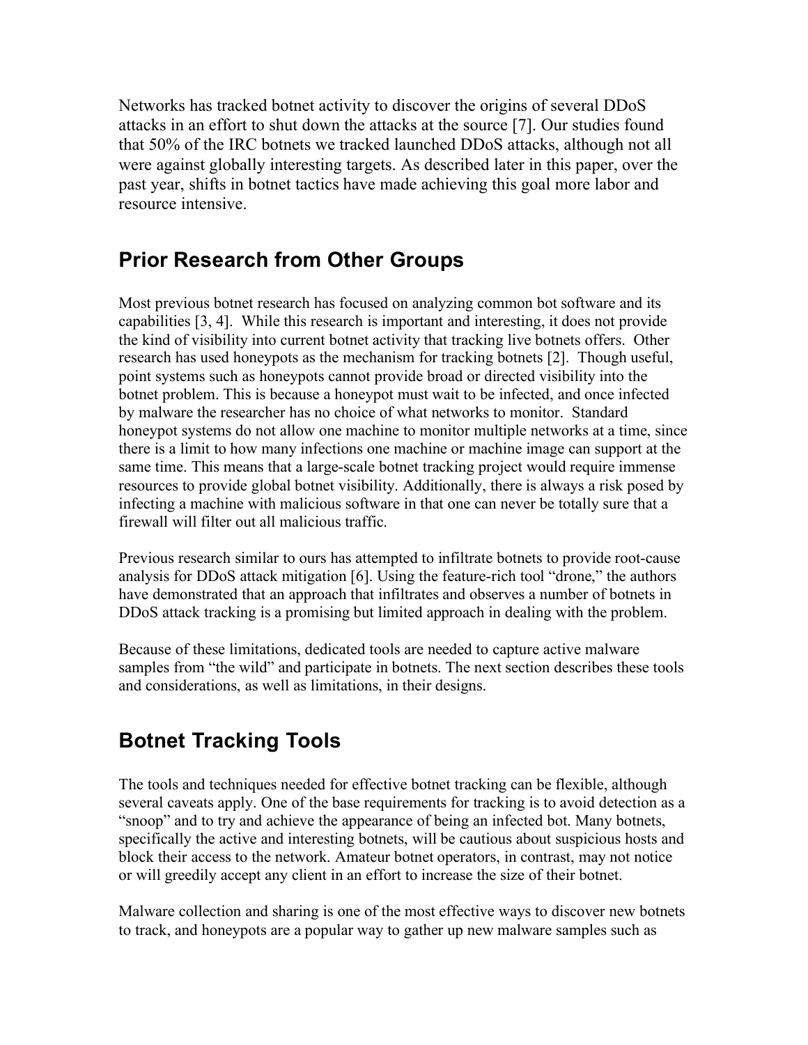Networks has tracked botnet activity to discover the origins of several DDoS attacks in an effort to shut down the attacks at the source [7]. Our studies found that 50% of the IRC botnets we tracked launched DDoS attacks, although not all were against globally interesting targets. As described later in this paper, over the past year, shifts in botnet tactics have made achieving this goal more labor and resource intensive.

## Prior Research from Other Groups

Most previous botnet research has focused on analyzing common bot software and its capabilities [3, 4]. While this research is important and interesting, it does not provide the kind of visibility into current botnet activity that tracking live botnets offers. Other research has used honeypots as the mechanism for tracking botnets [2]. Though useful, point systems such as honeypots cannot provide broad or directed visibility into the botnet problem. This is because a honeypot must wait to be infected, and once infected by malware the researcher has no choice of what networks to monitor. Standard honeypot systems do not allow one machine to monitor multiple networks at a time, since there is a limit to how many infections one machine or machine image can support at the same time. This means that a large-scale botnet tracking project would require immense resources to provide global botnet visibility. Additionally, there is always a risk posed by infecting a machine with malicious software in that one can never be totally sure that a firewall will filter out all malicious traffic.

Previous research similar to ours has attempted to infiltrate botnets to provide root-cause analysis for DDoS attack mitigation [6]. Using the feature-rich tool "drone," the authors have demonstrated that an approach that infiltrates and observes a number of botnets in DDoS attack tracking is a promising but limited approach in dealing with the problem.

Because of these limitations, dedicated tools are needed to capture active malware samples from "the wild" and participate in botnets. The next section describes these tools and considerations, as well as limitations, in their designs.

## Botnet Tracking Tools

The tools and techniques needed for effective botnet tracking can be flexible, although several caveats apply. One of the base requirements for tracking is to avoid detection as a "snoop" and to try and achieve the appearance of being an infected bot. Many botnets, specifically the active and interesting botnets, will be cautious about suspicious hosts and block their access to the network. Amateur botnet operators, in contrast, may not notice or will greedily accept any client in an effort to increase the size of their botnet.

Malware collection and sharing is one of the most effective ways to discover new botnets to track, and honeypots are a popular way to gather up new malware samples such as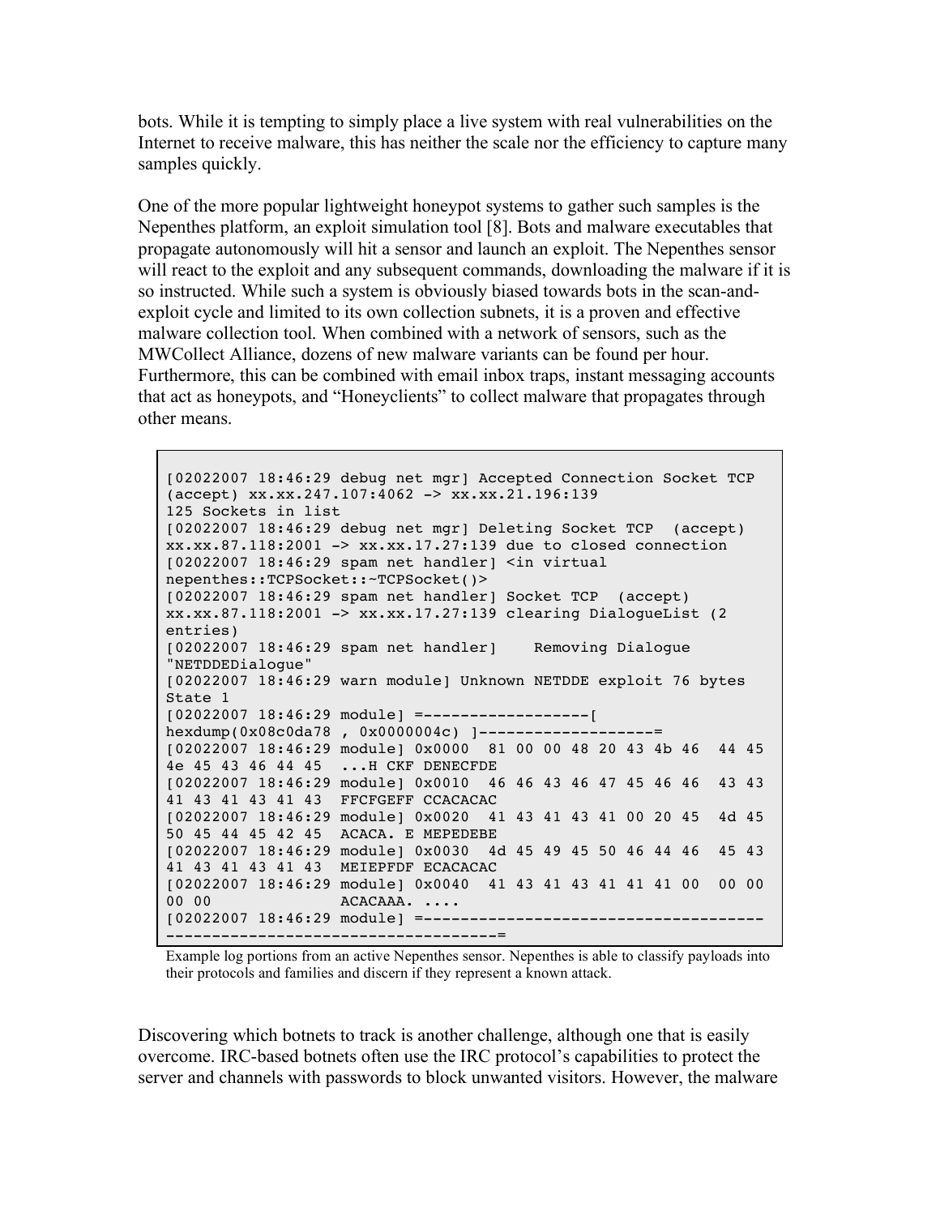bots. While it is tempting to simply place a live system with real vulnerabilities on the Internet to receive malware, this has neither the scale nor the efficiency to capture many samples quickly.

One of the more popular lightweight honeypot systems to gather such samples is the Nepenthes platform, an exploit simulation tool [8]. Bots and malware executables that propagate autonomously will hit a sensor and launch an exploit. The Nepenthes sensor will react to the exploit and any subsequent commands, downloading the malware if it is so instructed. While such a system is obviously biased towards bots in the scan-and-exploit cycle and limited to its own collection subnets, it is a proven and effective malware collection tool. When combined with a network of sensors, such as the MWCollect Alliance, dozens of new malware variants can be found per hour. Furthermore, this can be combined with email inbox traps, instant messaging accounts that act as honeypots, and "Honeyclients" to collect malware that propagates through other means.

```
[02022007 18:46:29 debug net mgr] Accepted Connection Socket TCP
(accept) xx.xx.247.107:4062 -> xx.xx.21.196:139
125 Sockets in list
[02022007 18:46:29 debug net mgr] Deleting Socket TCP  (accept)
xx.xx.87.118:2001 -> xx.xx.17.27:139 due to closed connection
[02022007 18:46:29 spam net handler] <in virtual
nepenthes::TCPSocket::~TCPSocket()>
[02022007 18:46:29 spam net handler] Socket TCP  (accept)
xx.xx.87.118:2001 -> xx.xx.17.27:139 clearing DialogueList (2
entries)
[02022007 18:46:29 spam net handler]    Removing Dialogue
"NETDDEDialogue"
[02022007 18:46:29 warn module] Unknown NETDDE exploit 76 bytes
State 1
[02022007 18:46:29 module] =------------------[
hexdump(0x08c0da78 , 0x0000004c) ]-------------------=
[02022007 18:46:29 module] 0x0000  81 00 00 48 20 43 4b 46  44 45
4e 45 43 46 44 45  ...H CKF DENECFDE
[02022007 18:46:29 module] 0x0010  46 46 43 46 47 45 46 46  43 43
41 43 41 43 41 43  FFCFGEFF CCACACAC
[02022007 18:46:29 module] 0x0020  41 43 41 43 41 00 20 45  4d 45
50 45 44 45 42 45  ACACA. E MEPEDEBE
[02022007 18:46:29 module] 0x0030  4d 45 49 45 50 46 44 46  45 43
41 43 41 43 41 43  MEIEPFDF ECACACAC
[02022007 18:46:29 module] 0x0040  41 43 41 43 41 41 41 00  00 00
00 00              ACACAAA. ....
[02022007 18:46:29 module] =------------------------------------
------------------------------------=
```

Example log portions from an active Nepenthes sensor. Nepenthes is able to classify payloads into their protocols and families and discern if they represent a known attack.

Discovering which botnets to track is another challenge, although one that is easily overcome. IRC-based botnets often use the IRC protocol's capabilities to protect the server and channels with passwords to block unwanted visitors. However, the malware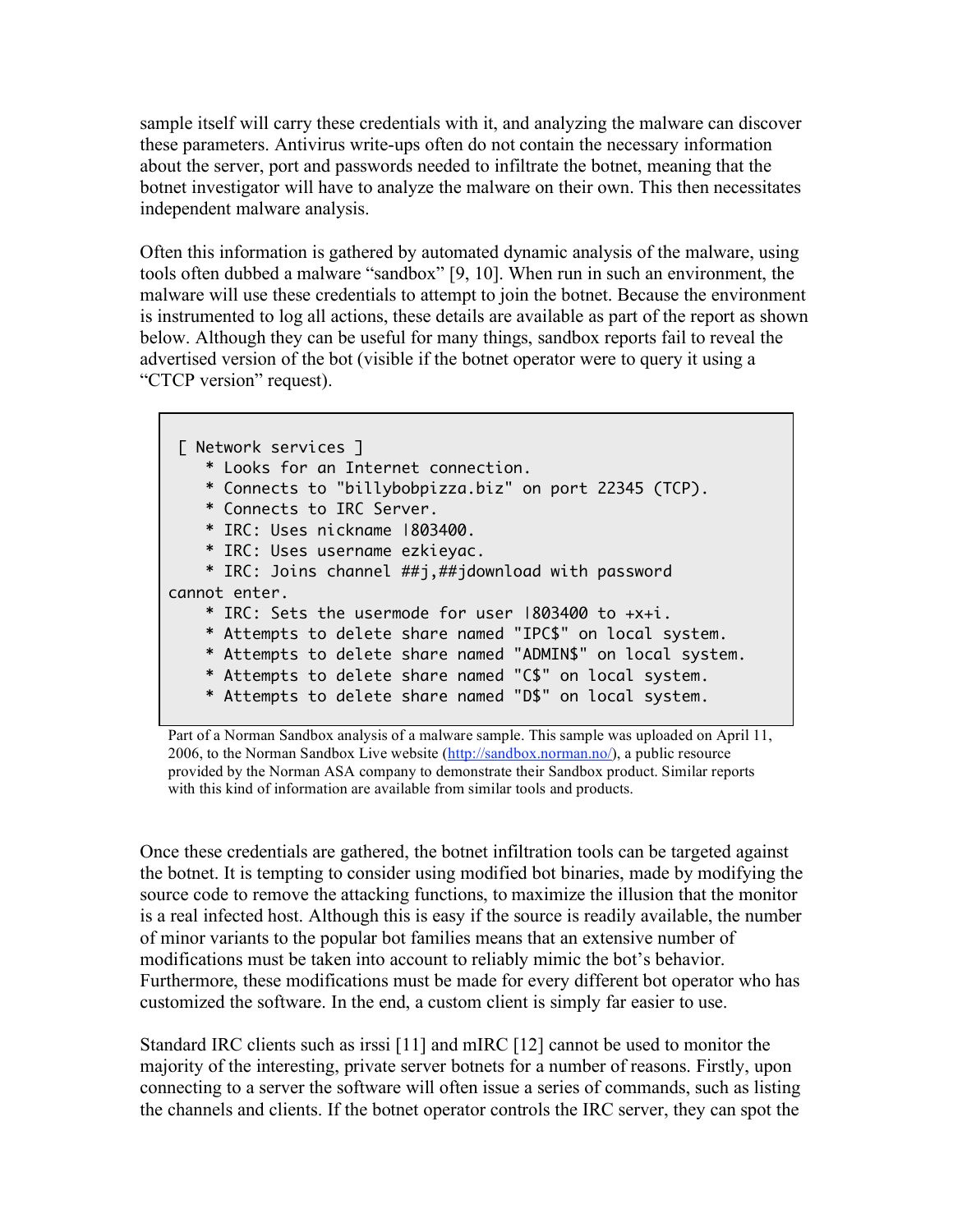sample itself will carry these credentials with it, and analyzing the malware can discover these parameters. Antivirus write-ups often do not contain the necessary information about the server, port and passwords needed to infiltrate the botnet, meaning that the botnet investigator will have to analyze the malware on their own. This then necessitates independent malware analysis.

Often this information is gathered by automated dynamic analysis of the malware, using tools often dubbed a malware "sandbox" [9, 10]. When run in such an environment, the malware will use these credentials to attempt to join the botnet. Because the environment is instrumented to log all actions, these details are available as part of the report as shown below. Although they can be useful for many things, sandbox reports fail to reveal the advertised version of the bot (visible if the botnet operator were to query it using a "CTCP version" request).

```
 [ Network services ]
    * Looks for an Internet connection.
    * Connects to "billybobpizza.biz" on port 22345 (TCP).
    * Connects to IRC Server.
    * IRC: Uses nickname |803400.
    * IRC: Uses username ezkieyac.
    * IRC: Joins channel ##j,##jdownload with password
cannot enter.
    * IRC: Sets the usermode for user |803400 to +x+i.
    * Attempts to delete share named "IPC$" on local system.
    * Attempts to delete share named "ADMIN$" on local system.
    * Attempts to delete share named "C$" on local system.
    * Attempts to delete share named "D$" on local system.
```

Part of a Norman Sandbox analysis of a malware sample. This sample was uploaded on April 11, 2006, to the Norman Sandbox Live website (http://sandbox.norman.no/), a public resource provided by the Norman ASA company to demonstrate their Sandbox product. Similar reports with this kind of information are available from similar tools and products.

Once these credentials are gathered, the botnet infiltration tools can be targeted against the botnet. It is tempting to consider using modified bot binaries, made by modifying the source code to remove the attacking functions, to maximize the illusion that the monitor is a real infected host. Although this is easy if the source is readily available, the number of minor variants to the popular bot families means that an extensive number of modifications must be taken into account to reliably mimic the bot's behavior. Furthermore, these modifications must be made for every different bot operator who has customized the software. In the end, a custom client is simply far easier to use.

Standard IRC clients such as irssi [11] and mIRC [12] cannot be used to monitor the majority of the interesting, private server botnets for a number of reasons. Firstly, upon connecting to a server the software will often issue a series of commands, such as listing the channels and clients. If the botnet operator controls the IRC server, they can spot the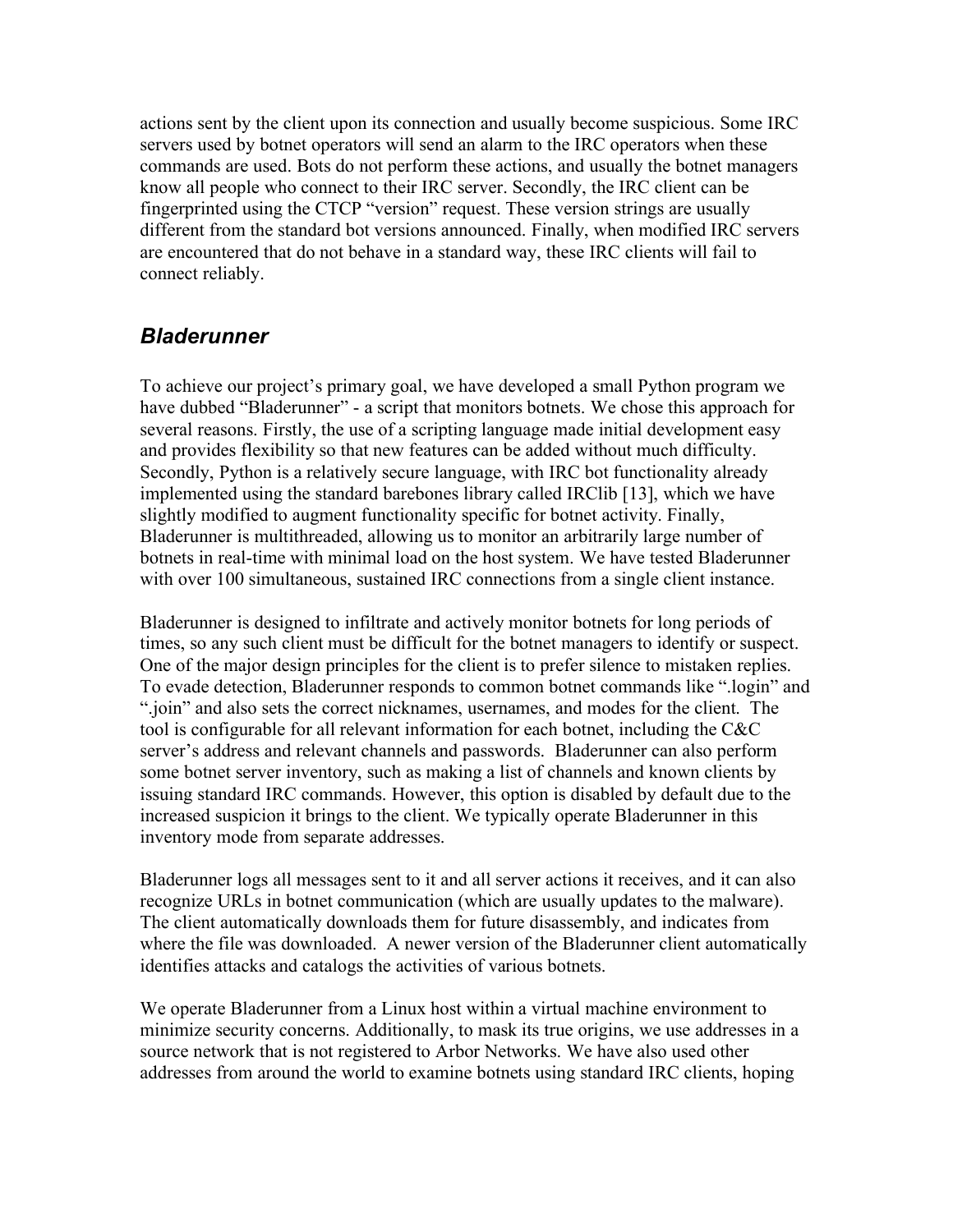actions sent by the client upon its connection and usually become suspicious. Some IRC servers used by botnet operators will send an alarm to the IRC operators when these commands are used. Bots do not perform these actions, and usually the botnet managers know all people who connect to their IRC server. Secondly, the IRC client can be fingerprinted using the CTCP "version" request. These version strings are usually different from the standard bot versions announced. Finally, when modified IRC servers are encountered that do not behave in a standard way, these IRC clients will fail to connect reliably.

## *Bladerunner*

To achieve our project's primary goal, we have developed a small Python program we have dubbed "Bladerunner" - a script that monitors botnets. We chose this approach for several reasons. Firstly, the use of a scripting language made initial development easy and provides flexibility so that new features can be added without much difficulty. Secondly, Python is a relatively secure language, with IRC bot functionality already implemented using the standard barebones library called IRClib [13], which we have slightly modified to augment functionality specific for botnet activity. Finally, Bladerunner is multithreaded, allowing us to monitor an arbitrarily large number of botnets in real-time with minimal load on the host system. We have tested Bladerunner with over 100 simultaneous, sustained IRC connections from a single client instance.

Bladerunner is designed to infiltrate and actively monitor botnets for long periods of times, so any such client must be difficult for the botnet managers to identify or suspect. One of the major design principles for the client is to prefer silence to mistaken replies. To evade detection, Bladerunner responds to common botnet commands like ".login" and ".join" and also sets the correct nicknames, usernames, and modes for the client. The tool is configurable for all relevant information for each botnet, including the C&C server's address and relevant channels and passwords. Bladerunner can also perform some botnet server inventory, such as making a list of channels and known clients by issuing standard IRC commands. However, this option is disabled by default due to the increased suspicion it brings to the client. We typically operate Bladerunner in this inventory mode from separate addresses.

Bladerunner logs all messages sent to it and all server actions it receives, and it can also recognize URLs in botnet communication (which are usually updates to the malware). The client automatically downloads them for future disassembly, and indicates from where the file was downloaded. A newer version of the Bladerunner client automatically identifies attacks and catalogs the activities of various botnets.

We operate Bladerunner from a Linux host within a virtual machine environment to minimize security concerns. Additionally, to mask its true origins, we use addresses in a source network that is not registered to Arbor Networks. We have also used other addresses from around the world to examine botnets using standard IRC clients, hoping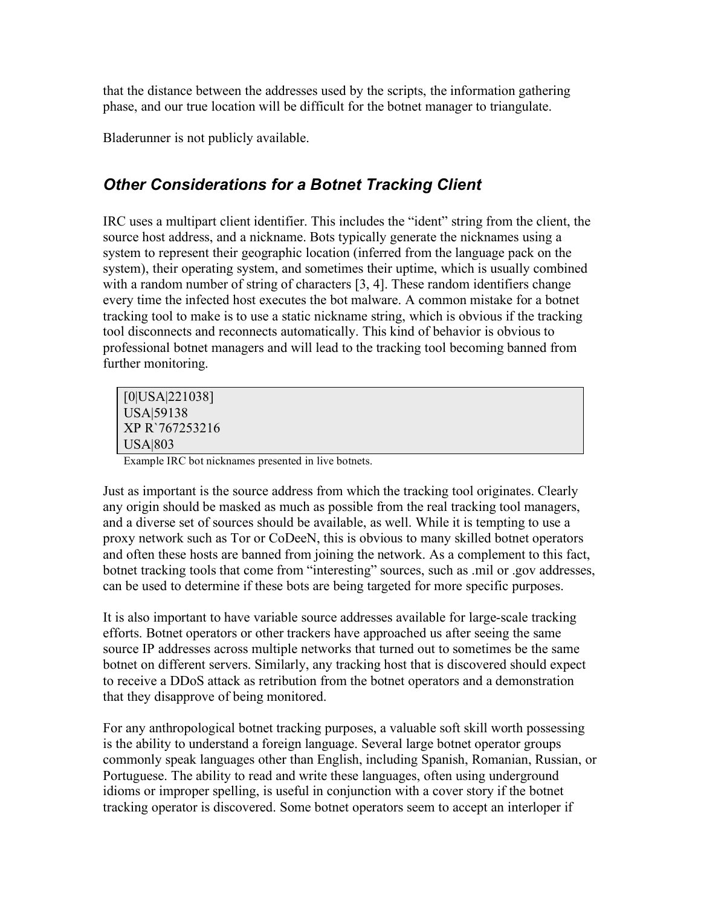that the distance between the addresses used by the scripts, the information gathering phase, and our true location will be difficult for the botnet manager to triangulate.

Bladerunner is not publicly available.

## *Other Considerations for a Botnet Tracking Client*

IRC uses a multipart client identifier. This includes the "ident" string from the client, the source host address, and a nickname. Bots typically generate the nicknames using a system to represent their geographic location (inferred from the language pack on the system), their operating system, and sometimes their uptime, which is usually combined with a random number of string of characters [3, 4]. These random identifiers change every time the infected host executes the bot malware. A common mistake for a botnet tracking tool to make is to use a static nickname string, which is obvious if the tracking tool disconnects and reconnects automatically. This kind of behavior is obvious to professional botnet managers and will lead to the tracking tool becoming banned from further monitoring.

```
[0|USA|221038]
USA|59138
XP R`767253216
USA|803
```

Example IRC bot nicknames presented in live botnets.

Just as important is the source address from which the tracking tool originates. Clearly any origin should be masked as much as possible from the real tracking tool managers, and a diverse set of sources should be available, as well. While it is tempting to use a proxy network such as Tor or CoDeeN, this is obvious to many skilled botnet operators and often these hosts are banned from joining the network. As a complement to this fact, botnet tracking tools that come from "interesting" sources, such as .mil or .gov addresses, can be used to determine if these bots are being targeted for more specific purposes.

It is also important to have variable source addresses available for large-scale tracking efforts. Botnet operators or other trackers have approached us after seeing the same source IP addresses across multiple networks that turned out to sometimes be the same botnet on different servers. Similarly, any tracking host that is discovered should expect to receive a DDoS attack as retribution from the botnet operators and a demonstration that they disapprove of being monitored.

For any anthropological botnet tracking purposes, a valuable soft skill worth possessing is the ability to understand a foreign language. Several large botnet operator groups commonly speak languages other than English, including Spanish, Romanian, Russian, or Portuguese. The ability to read and write these languages, often using underground idioms or improper spelling, is useful in conjunction with a cover story if the botnet tracking operator is discovered. Some botnet operators seem to accept an interloper if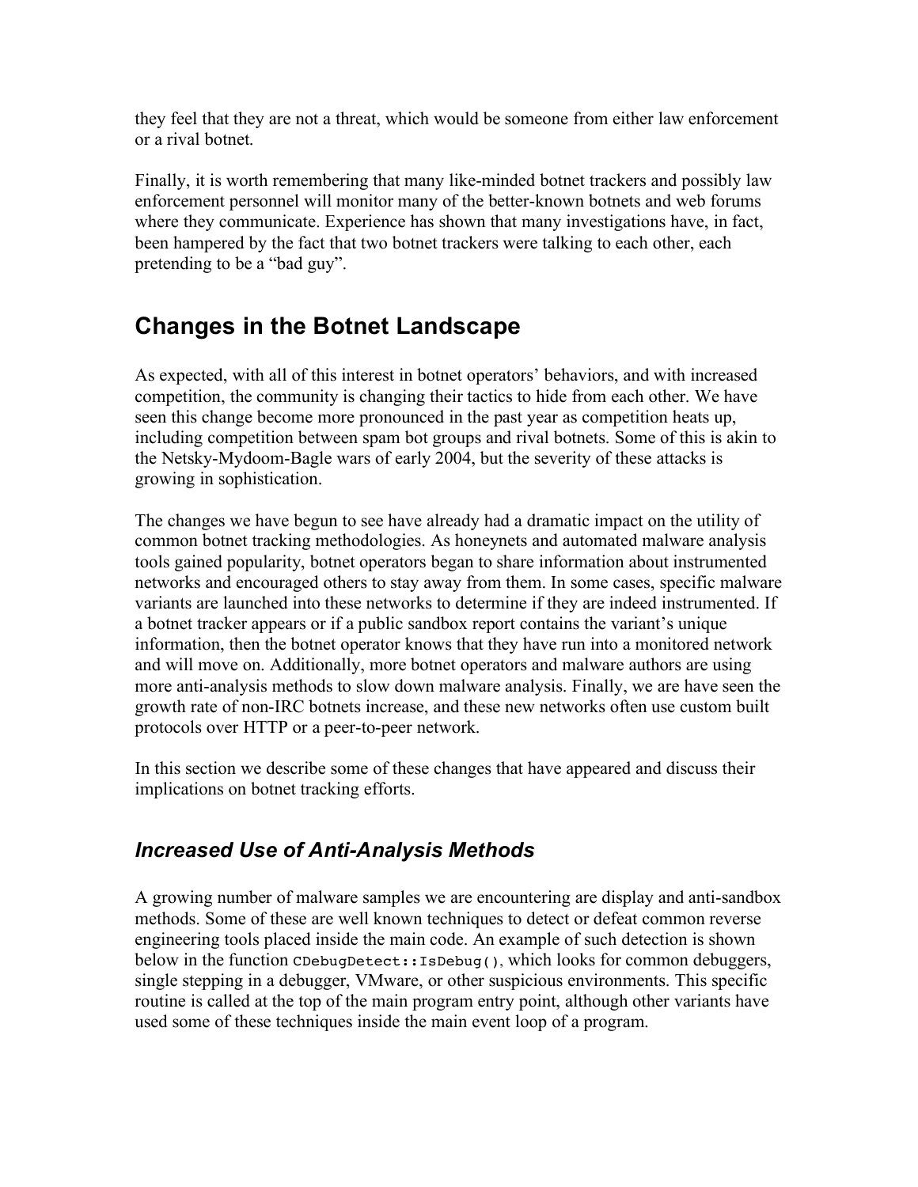they feel that they are not a threat, which would be someone from either law enforcement or a rival botnet.

Finally, it is worth remembering that many like-minded botnet trackers and possibly law enforcement personnel will monitor many of the better-known botnets and web forums where they communicate. Experience has shown that many investigations have, in fact, been hampered by the fact that two botnet trackers were talking to each other, each pretending to be a "bad guy".

## Changes in the Botnet Landscape

As expected, with all of this interest in botnet operators' behaviors, and with increased competition, the community is changing their tactics to hide from each other. We have seen this change become more pronounced in the past year as competition heats up, including competition between spam bot groups and rival botnets. Some of this is akin to the Netsky-Mydoom-Bagle wars of early 2004, but the severity of these attacks is growing in sophistication.

The changes we have begun to see have already had a dramatic impact on the utility of common botnet tracking methodologies. As honeynets and automated malware analysis tools gained popularity, botnet operators began to share information about instrumented networks and encouraged others to stay away from them. In some cases, specific malware variants are launched into these networks to determine if they are indeed instrumented. If a botnet tracker appears or if a public sandbox report contains the variant's unique information, then the botnet operator knows that they have run into a monitored network and will move on. Additionally, more botnet operators and malware authors are using more anti-analysis methods to slow down malware analysis. Finally, we are have seen the growth rate of non-IRC botnets increase, and these new networks often use custom built protocols over HTTP or a peer-to-peer network.

In this section we describe some of these changes that have appeared and discuss their implications on botnet tracking efforts.

### *Increased Use of Anti-Analysis Methods*

A growing number of malware samples we are encountering are display and anti-sandbox methods. Some of these are well known techniques to detect or defeat common reverse engineering tools placed inside the main code. An example of such detection is shown below in the function `CDebugDetect::IsDebug()`, which looks for common debuggers, single stepping in a debugger, VMware, or other suspicious environments. This specific routine is called at the top of the main program entry point, although other variants have used some of these techniques inside the main event loop of a program.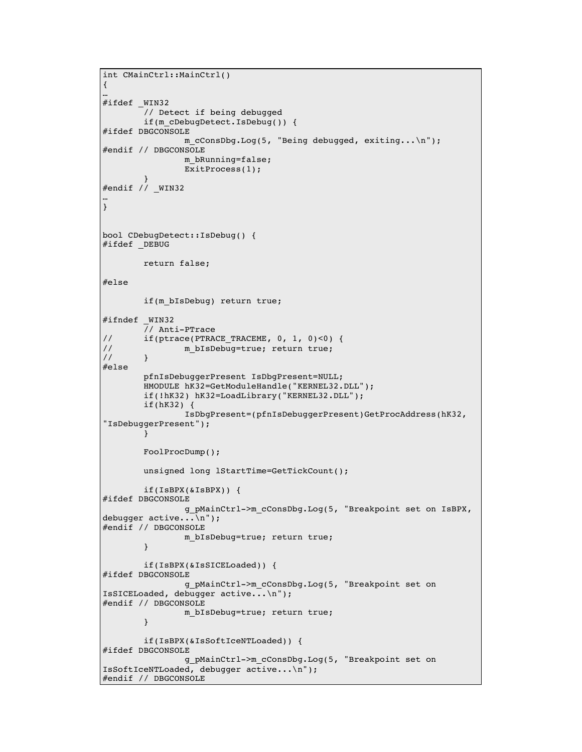```
int CMainCtrl::MainCtrl()
{
…
#ifdef _WIN32
        // Detect if being debugged
        if(m_cDebugDetect.IsDebug()) {
#ifdef DBGCONSOLE
                m_cConsDbg.Log(5, "Being debugged, exiting...\n");
#endif // DBGCONSOLE
                m_bRunning=false;
                ExitProcess(1);
        }
#endif // _WIN32
…
}


bool CDebugDetect::IsDebug() {
#ifdef _DEBUG

        return false;

#else

        if(m_bIsDebug) return true;

#ifndef _WIN32
        // Anti-PTrace
//      if(ptrace(PTRACE_TRACEME, 0, 1, 0)<0) {
//              m_bIsDebug=true; return true;
//      }
#else
        pfnIsDebuggerPresent IsDbgPresent=NULL;
        HMODULE hK32=GetModuleHandle("KERNEL32.DLL");
        if(!hK32) hK32=LoadLibrary("KERNEL32.DLL");
        if(hK32) {
                IsDbgPresent=(pfnIsDebuggerPresent)GetProcAddress(hK32,
"IsDebuggerPresent");
        }

        FoolProcDump();

        unsigned long lStartTime=GetTickCount();

        if(IsBPX(&IsBPX)) {
#ifdef DBGCONSOLE
                g_pMainCtrl->m_cConsDbg.Log(5, "Breakpoint set on IsBPX,
debugger active...\n");
#endif // DBGCONSOLE
                m_bIsDebug=true; return true;
        }

        if(IsBPX(&IsSICELoaded)) {
#ifdef DBGCONSOLE
                g_pMainCtrl->m_cConsDbg.Log(5, "Breakpoint set on
IsSICELoaded, debugger active...\n");
#endif // DBGCONSOLE
                m_bIsDebug=true; return true;
        }

        if(IsBPX(&IsSoftIceNTLoaded)) {
#ifdef DBGCONSOLE
                g_pMainCtrl->m_cConsDbg.Log(5, "Breakpoint set on
IsSoftIceNTLoaded, debugger active...\n");
#endif // DBGCONSOLE
```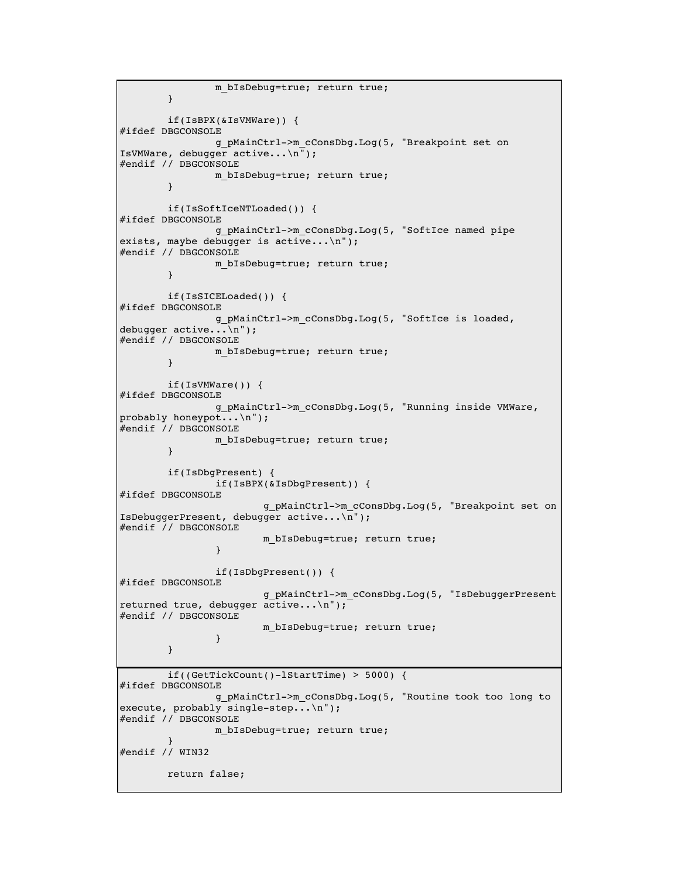```
                m_bIsDebug=true; return true;
        }

        if(IsBPX(&IsVMWare)) {
#ifdef DBGCONSOLE
                g_pMainCtrl->m_cConsDbg.Log(5, "Breakpoint set on
IsVMWare, debugger active...\n");
#endif // DBGCONSOLE
                m_bIsDebug=true; return true;
        }

        if(IsSoftIceNTLoaded()) {
#ifdef DBGCONSOLE
                g_pMainCtrl->m_cConsDbg.Log(5, "SoftIce named pipe
exists, maybe debugger is active...\n");
#endif // DBGCONSOLE
                m_bIsDebug=true; return true;
        }

        if(IsSICELoaded()) {
#ifdef DBGCONSOLE
                g_pMainCtrl->m_cConsDbg.Log(5, "SoftIce is loaded,
debugger active...\n");
#endif // DBGCONSOLE
                m_bIsDebug=true; return true;
        }

        if(IsVMWare()) {
#ifdef DBGCONSOLE
                g_pMainCtrl->m_cConsDbg.Log(5, "Running inside VMWare,
probably honeypot...\n");
#endif // DBGCONSOLE
                m_bIsDebug=true; return true;
        }

        if(IsDbgPresent) {
                if(IsBPX(&IsDbgPresent)) {
#ifdef DBGCONSOLE
                        g_pMainCtrl->m_cConsDbg.Log(5, "Breakpoint set on
IsDebuggerPresent, debugger active...\n");
#endif // DBGCONSOLE
                        m_bIsDebug=true; return true;
                }

                if(IsDbgPresent()) {
#ifdef DBGCONSOLE
                        g_pMainCtrl->m_cConsDbg.Log(5, "IsDebuggerPresent
returned true, debugger active...\n");
#endif // DBGCONSOLE
                        m_bIsDebug=true; return true;
                }
        }

        if((GetTickCount()-lStartTime) > 5000) {
#ifdef DBGCONSOLE
                g_pMainCtrl->m_cConsDbg.Log(5, "Routine took too long to
execute, probably single-step...\n");
#endif // DBGCONSOLE
                m_bIsDebug=true; return true;
        }
#endif // WIN32

        return false;
```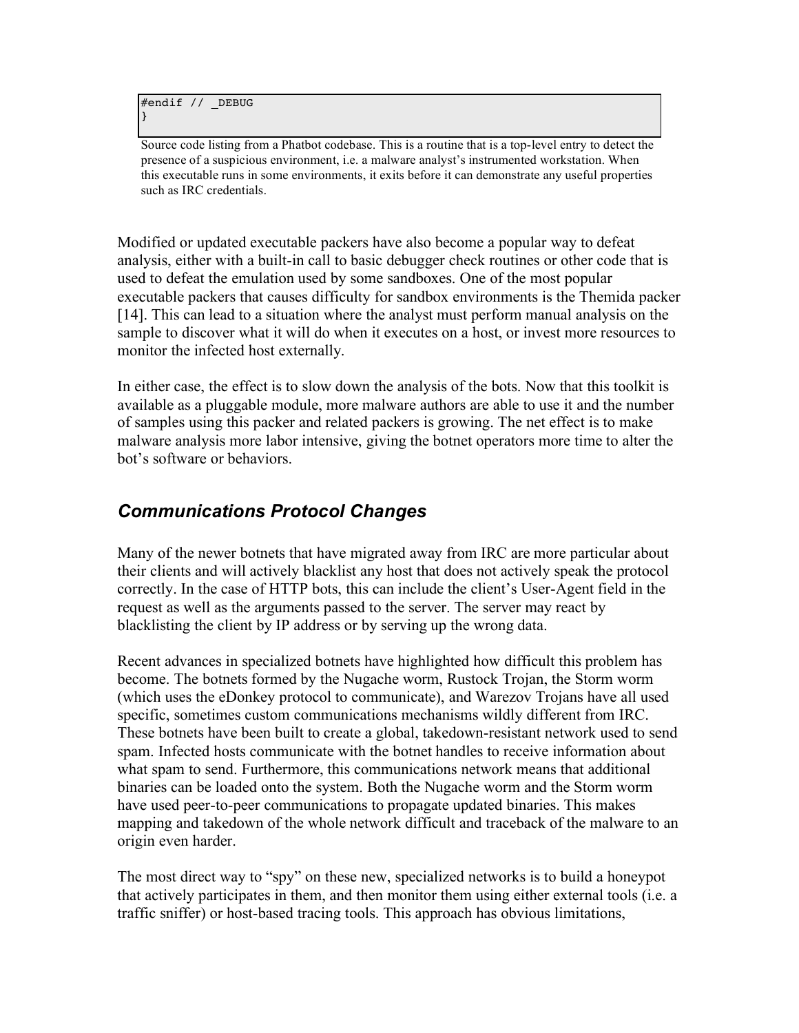```
#endif // _DEBUG
}
```

Source code listing from a Phatbot codebase. This is a routine that is a top-level entry to detect the presence of a suspicious environment, i.e. a malware analyst's instrumented workstation. When this executable runs in some environments, it exits before it can demonstrate any useful properties such as IRC credentials.

Modified or updated executable packers have also become a popular way to defeat analysis, either with a built-in call to basic debugger check routines or other code that is used to defeat the emulation used by some sandboxes. One of the most popular executable packers that causes difficulty for sandbox environments is the Themida packer [14]. This can lead to a situation where the analyst must perform manual analysis on the sample to discover what it will do when it executes on a host, or invest more resources to monitor the infected host externally.

In either case, the effect is to slow down the analysis of the bots. Now that this toolkit is available as a pluggable module, more malware authors are able to use it and the number of samples using this packer and related packers is growing. The net effect is to make malware analysis more labor intensive, giving the botnet operators more time to alter the bot's software or behaviors.

## *Communications Protocol Changes*

Many of the newer botnets that have migrated away from IRC are more particular about their clients and will actively blacklist any host that does not actively speak the protocol correctly. In the case of HTTP bots, this can include the client's User-Agent field in the request as well as the arguments passed to the server. The server may react by blacklisting the client by IP address or by serving up the wrong data.

Recent advances in specialized botnets have highlighted how difficult this problem has become. The botnets formed by the Nugache worm, Rustock Trojan, the Storm worm (which uses the eDonkey protocol to communicate), and Warezov Trojans have all used specific, sometimes custom communications mechanisms wildly different from IRC. These botnets have been built to create a global, takedown-resistant network used to send spam. Infected hosts communicate with the botnet handles to receive information about what spam to send. Furthermore, this communications network means that additional binaries can be loaded onto the system. Both the Nugache worm and the Storm worm have used peer-to-peer communications to propagate updated binaries. This makes mapping and takedown of the whole network difficult and traceback of the malware to an origin even harder.

The most direct way to "spy" on these new, specialized networks is to build a honeypot that actively participates in them, and then monitor them using either external tools (i.e. a traffic sniffer) or host-based tracing tools. This approach has obvious limitations,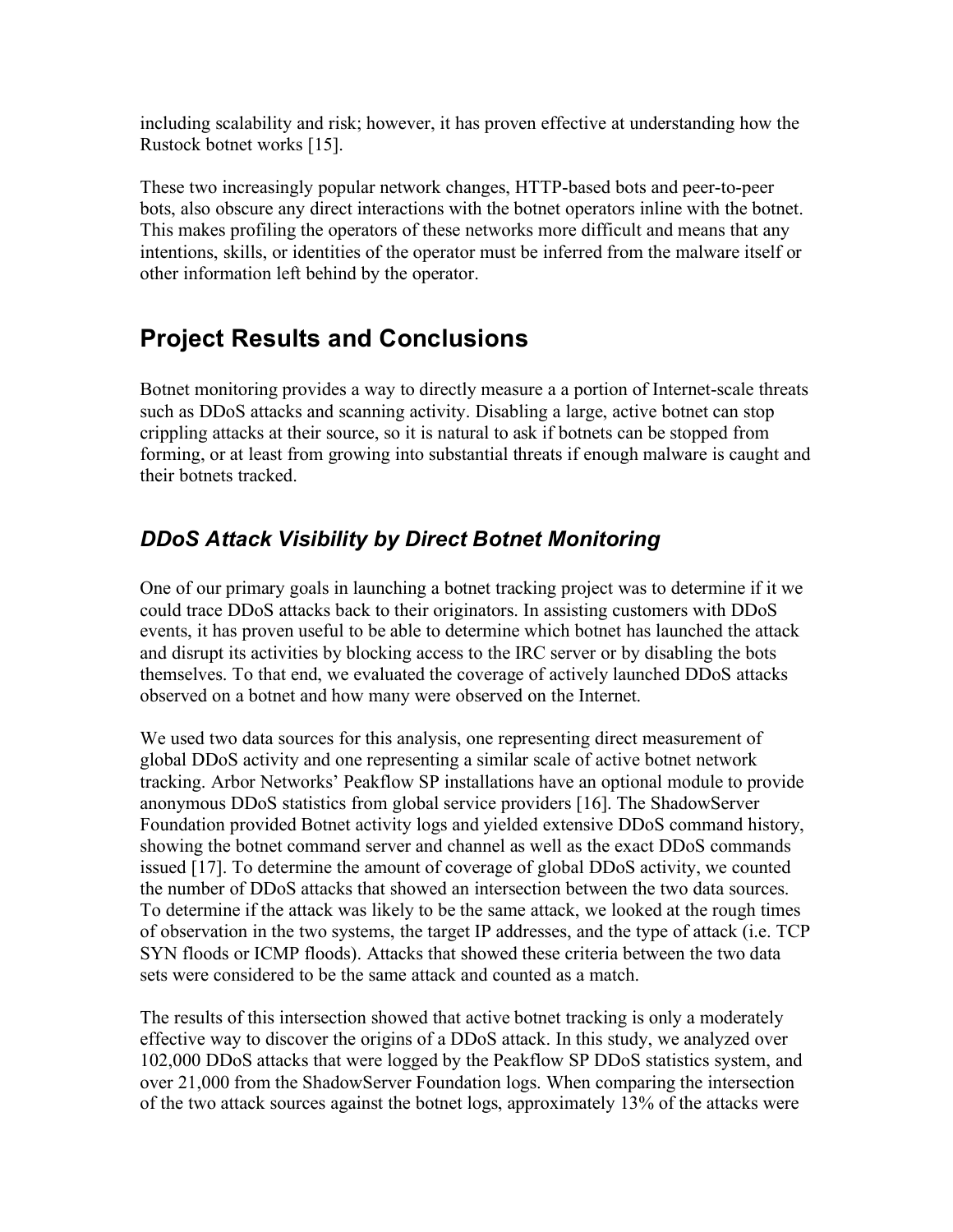including scalability and risk; however, it has proven effective at understanding how the Rustock botnet works [15].

These two increasingly popular network changes, HTTP-based bots and peer-to-peer bots, also obscure any direct interactions with the botnet operators inline with the botnet. This makes profiling the operators of these networks more difficult and means that any intentions, skills, or identities of the operator must be inferred from the malware itself or other information left behind by the operator.

## Project Results and Conclusions

Botnet monitoring provides a way to directly measure a a portion of Internet-scale threats such as DDoS attacks and scanning activity. Disabling a large, active botnet can stop crippling attacks at their source, so it is natural to ask if botnets can be stopped from forming, or at least from growing into substantial threats if enough malware is caught and their botnets tracked.

### *DDoS Attack Visibility by Direct Botnet Monitoring*

One of our primary goals in launching a botnet tracking project was to determine if it we could trace DDoS attacks back to their originators. In assisting customers with DDoS events, it has proven useful to be able to determine which botnet has launched the attack and disrupt its activities by blocking access to the IRC server or by disabling the bots themselves. To that end, we evaluated the coverage of actively launched DDoS attacks observed on a botnet and how many were observed on the Internet.

We used two data sources for this analysis, one representing direct measurement of global DDoS activity and one representing a similar scale of active botnet network tracking. Arbor Networks' Peakflow SP installations have an optional module to provide anonymous DDoS statistics from global service providers [16]. The ShadowServer Foundation provided Botnet activity logs and yielded extensive DDoS command history, showing the botnet command server and channel as well as the exact DDoS commands issued [17]. To determine the amount of coverage of global DDoS activity, we counted the number of DDoS attacks that showed an intersection between the two data sources. To determine if the attack was likely to be the same attack, we looked at the rough times of observation in the two systems, the target IP addresses, and the type of attack (i.e. TCP SYN floods or ICMP floods). Attacks that showed these criteria between the two data sets were considered to be the same attack and counted as a match.

The results of this intersection showed that active botnet tracking is only a moderately effective way to discover the origins of a DDoS attack. In this study, we analyzed over 102,000 DDoS attacks that were logged by the Peakflow SP DDoS statistics system, and over 21,000 from the ShadowServer Foundation logs. When comparing the intersection of the two attack sources against the botnet logs, approximately 13% of the attacks were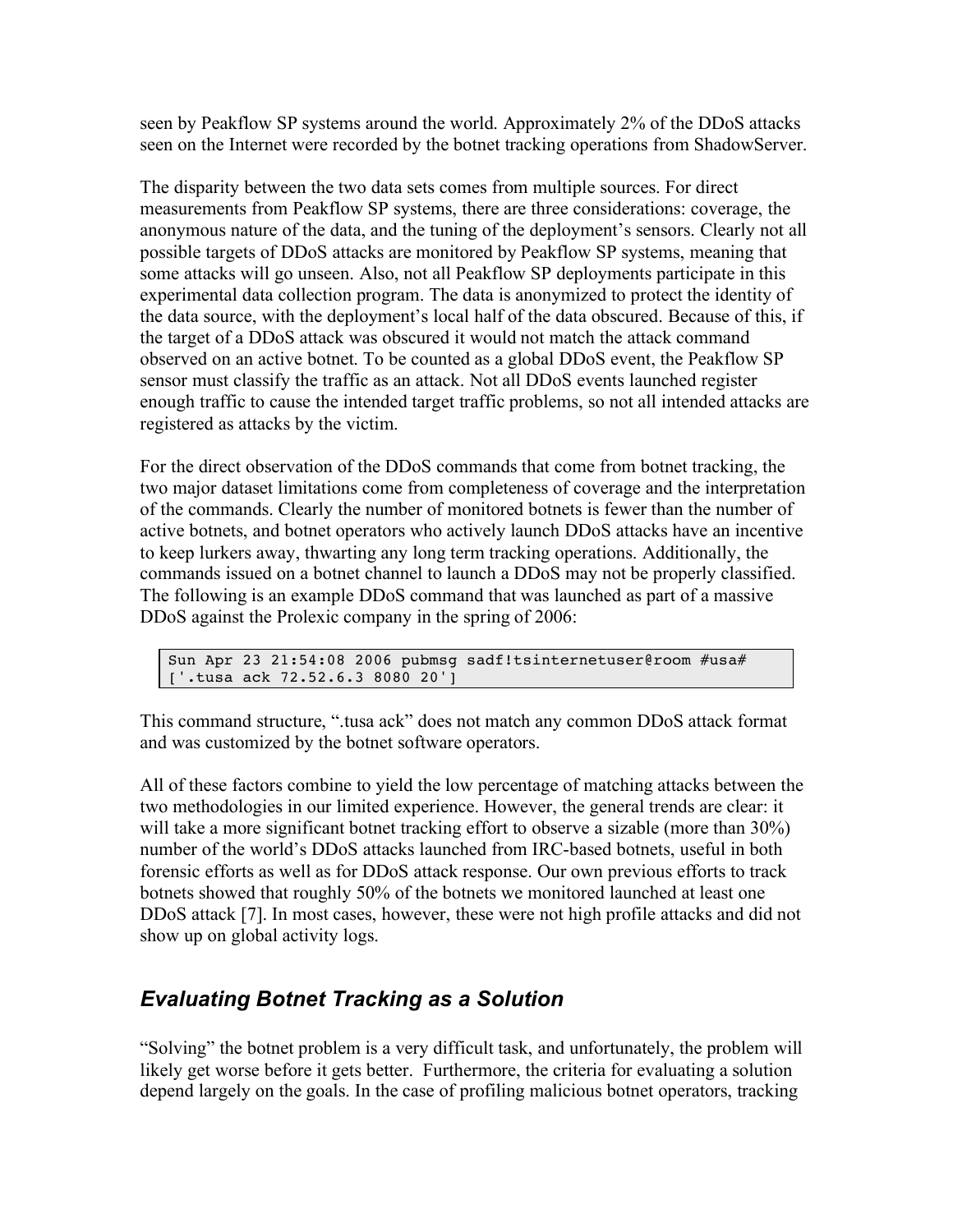seen by Peakflow SP systems around the world. Approximately 2% of the DDoS attacks seen on the Internet were recorded by the botnet tracking operations from ShadowServer.

The disparity between the two data sets comes from multiple sources. For direct measurements from Peakflow SP systems, there are three considerations: coverage, the anonymous nature of the data, and the tuning of the deployment's sensors. Clearly not all possible targets of DDoS attacks are monitored by Peakflow SP systems, meaning that some attacks will go unseen. Also, not all Peakflow SP deployments participate in this experimental data collection program. The data is anonymized to protect the identity of the data source, with the deployment's local half of the data obscured. Because of this, if the target of a DDoS attack was obscured it would not match the attack command observed on an active botnet. To be counted as a global DDoS event, the Peakflow SP sensor must classify the traffic as an attack. Not all DDoS events launched register enough traffic to cause the intended target traffic problems, so not all intended attacks are registered as attacks by the victim.

For the direct observation of the DDoS commands that come from botnet tracking, the two major dataset limitations come from completeness of coverage and the interpretation of the commands. Clearly the number of monitored botnets is fewer than the number of active botnets, and botnet operators who actively launch DDoS attacks have an incentive to keep lurkers away, thwarting any long term tracking operations. Additionally, the commands issued on a botnet channel to launch a DDoS may not be properly classified. The following is an example DDoS command that was launched as part of a massive DDoS against the Prolexic company in the spring of 2006:

```
Sun Apr 23 21:54:08 2006 pubmsg sadf!tsinternetuser@room #usa#
['.tusa ack 72.52.6.3 8080 20']
```

This command structure, ".tusa ack" does not match any common DDoS attack format and was customized by the botnet software operators.

All of these factors combine to yield the low percentage of matching attacks between the two methodologies in our limited experience. However, the general trends are clear: it will take a more significant botnet tracking effort to observe a sizable (more than 30%) number of the world's DDoS attacks launched from IRC-based botnets, useful in both forensic efforts as well as for DDoS attack response. Our own previous efforts to track botnets showed that roughly 50% of the botnets we monitored launched at least one DDoS attack [7]. In most cases, however, these were not high profile attacks and did not show up on global activity logs.

## *Evaluating Botnet Tracking as a Solution*

"Solving" the botnet problem is a very difficult task, and unfortunately, the problem will likely get worse before it gets better. Furthermore, the criteria for evaluating a solution depend largely on the goals. In the case of profiling malicious botnet operators, tracking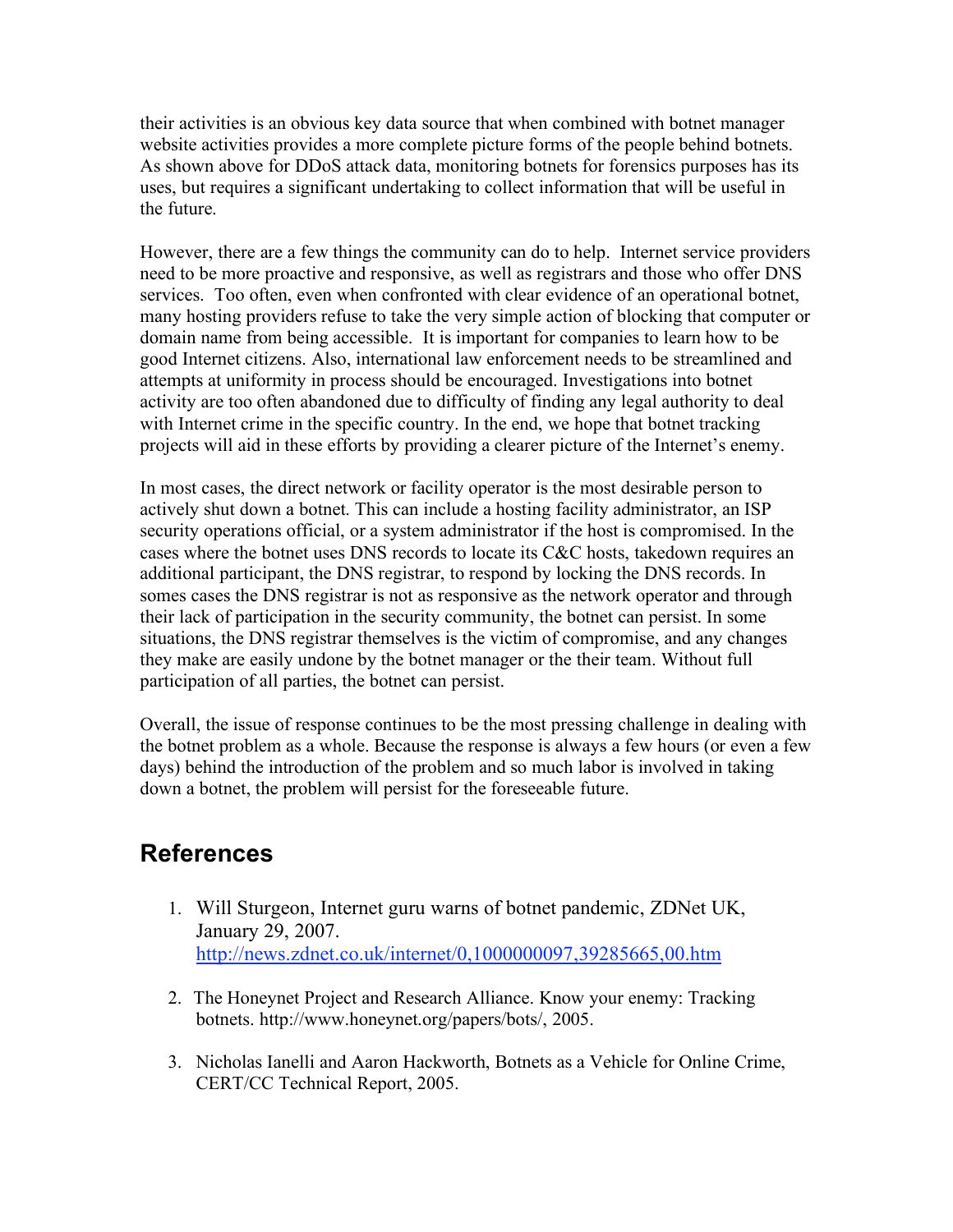their activities is an obvious key data source that when combined with botnet manager website activities provides a more complete picture forms of the people behind botnets. As shown above for DDoS attack data, monitoring botnets for forensics purposes has its uses, but requires a significant undertaking to collect information that will be useful in the future.

However, there are a few things the community can do to help. Internet service providers need to be more proactive and responsive, as well as registrars and those who offer DNS services. Too often, even when confronted with clear evidence of an operational botnet, many hosting providers refuse to take the very simple action of blocking that computer or domain name from being accessible. It is important for companies to learn how to be good Internet citizens. Also, international law enforcement needs to be streamlined and attempts at uniformity in process should be encouraged. Investigations into botnet activity are too often abandoned due to difficulty of finding any legal authority to deal with Internet crime in the specific country. In the end, we hope that botnet tracking projects will aid in these efforts by providing a clearer picture of the Internet's enemy.

In most cases, the direct network or facility operator is the most desirable person to actively shut down a botnet. This can include a hosting facility administrator, an ISP security operations official, or a system administrator if the host is compromised. In the cases where the botnet uses DNS records to locate its C&C hosts, takedown requires an additional participant, the DNS registrar, to respond by locking the DNS records. In somes cases the DNS registrar is not as responsive as the network operator and through their lack of participation in the security community, the botnet can persist. In some situations, the DNS registrar themselves is the victim of compromise, and any changes they make are easily undone by the botnet manager or the their team. Without full participation of all parties, the botnet can persist.

Overall, the issue of response continues to be the most pressing challenge in dealing with the botnet problem as a whole. Because the response is always a few hours (or even a few days) behind the introduction of the problem and so much labor is involved in taking down a botnet, the problem will persist for the foreseeable future.

## References

1. Will Sturgeon, Internet guru warns of botnet pandemic, ZDNet UK, January 29, 2007. http://news.zdnet.co.uk/internet/0,1000000097,39285665,00.htm

2. The Honeynet Project and Research Alliance. Know your enemy: Tracking botnets. http://www.honeynet.org/papers/bots/, 2005.

3. Nicholas Ianelli and Aaron Hackworth, Botnets as a Vehicle for Online Crime, CERT/CC Technical Report, 2005.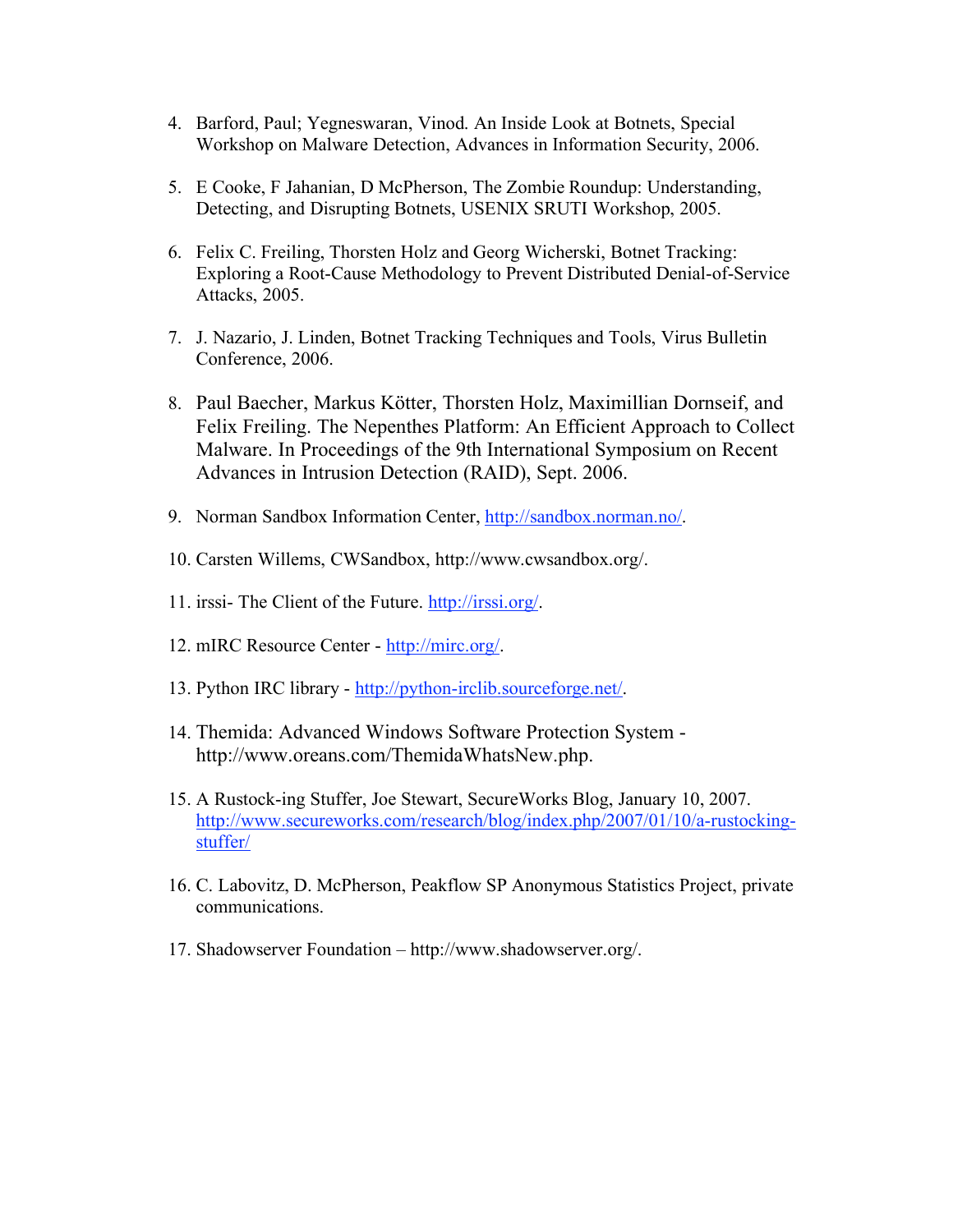4. Barford, Paul; Yegneswaran, Vinod. An Inside Look at Botnets, Special Workshop on Malware Detection, Advances in Information Security, 2006.

5. E Cooke, F Jahanian, D McPherson, The Zombie Roundup: Understanding, Detecting, and Disrupting Botnets, USENIX SRUTI Workshop, 2005.

6. Felix C. Freiling, Thorsten Holz and Georg Wicherski, Botnet Tracking: Exploring a Root-Cause Methodology to Prevent Distributed Denial-of-Service Attacks, 2005.

7. J. Nazario, J. Linden, Botnet Tracking Techniques and Tools, Virus Bulletin Conference, 2006.

8. Paul Baecher, Markus Kötter, Thorsten Holz, Maximillian Dornseif, and Felix Freiling. The Nepenthes Platform: An Efficient Approach to Collect Malware. In Proceedings of the 9th International Symposium on Recent Advances in Intrusion Detection (RAID), Sept. 2006.

9. Norman Sandbox Information Center, http://sandbox.norman.no/.

10. Carsten Willems, CWSandbox, http://www.cwsandbox.org/.

11. irssi- The Client of the Future. http://irssi.org/.

12. mIRC Resource Center - http://mirc.org/.

13. Python IRC library - http://python-irclib.sourceforge.net/.

14. Themida: Advanced Windows Software Protection System - http://www.oreans.com/ThemidaWhatsNew.php.

15. A Rustock-ing Stuffer, Joe Stewart, SecureWorks Blog, January 10, 2007. http://www.secureworks.com/research/blog/index.php/2007/01/10/a-rustocking-stuffer/

16. C. Labovitz, D. McPherson, Peakflow SP Anonymous Statistics Project, private communications.

17. Shadowserver Foundation – http://www.shadowserver.org/.